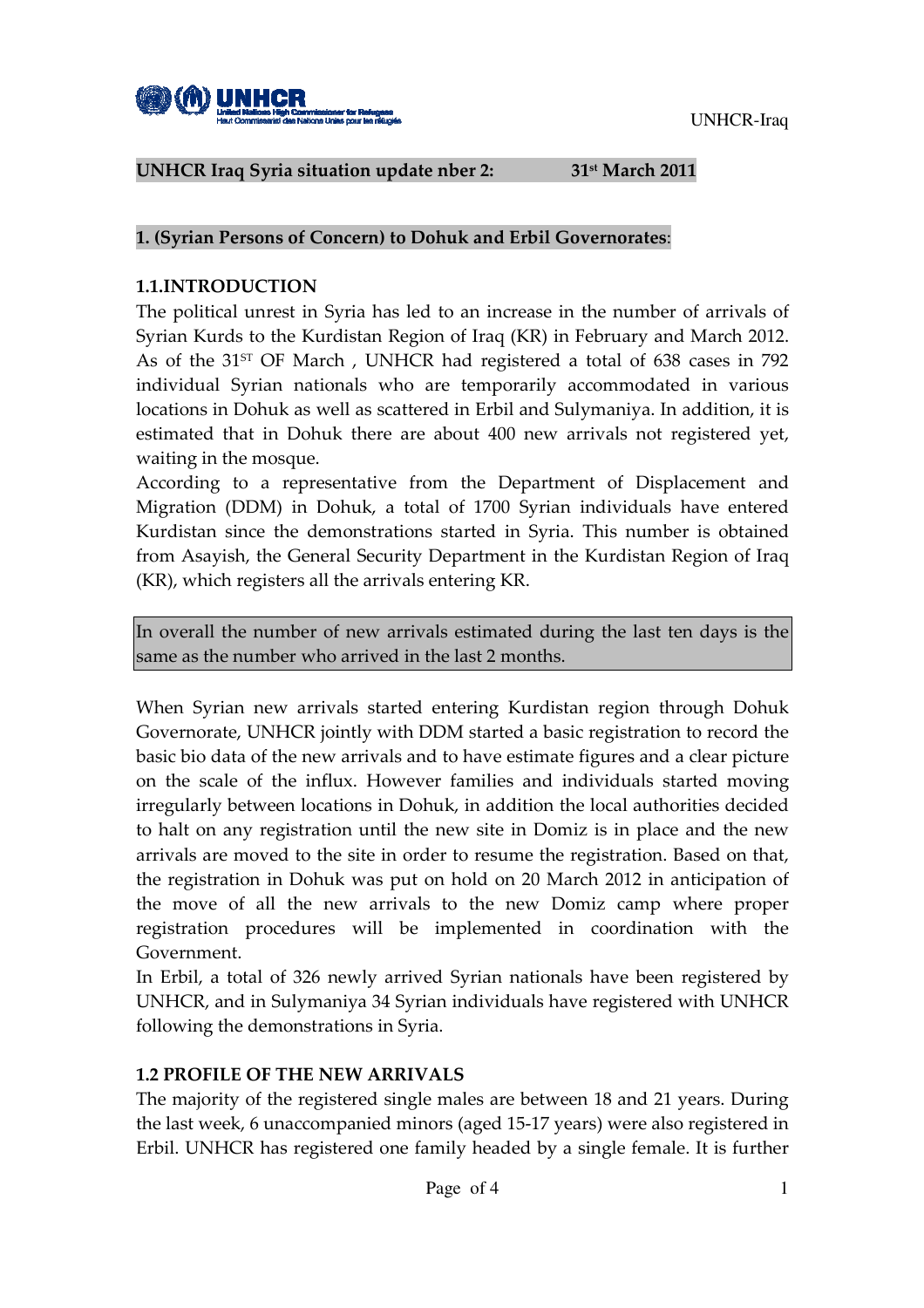**UNHCR Iraq Syria situation update nber 2: 31st March 2011**

**1. (Syrian Persons of Concern) to Dohuk and Erbil Governorates**:

**1.1.INTRODUCTION**

The political unrest in Syria has led to an increase in the number of arrivals of Syrian Kurds to the Kurdistan Region of Iraq (KR) in February and March 2012. As of the 31ST OF March , UNHCR had registered a total of 638 cases in 792 individual Syrian nationals who are temporarily accommodated in various locations in Dohuk as well as scattered in Erbil and Sulymaniya. In addition, it is estimated that in Dohuk there are about 400 new arrivals not registered yet, waiting in the mosque.

According to a representative from the Department of Displacement and Migration (DDM) in Dohuk, a total of 1700 Syrian individuals have entered Kurdistan since the demonstrations started in Syria. This number is obtained from Asayish, the General Security Department in the Kurdistan Region of Iraq (KR), which registers all the arrivals entering KR.

In overall the number of new arrivals estimated during the last ten days is the same as the number who arrived in the last 2 months.

When Syrian new arrivals started entering Kurdistan region through Dohuk Governorate, UNHCR jointly with DDM started a basic registration to record the basic bio data of the new arrivals and to have estimate figures and a clear picture on the scale of the influx. However families and individuals started moving irregularly between locations in Dohuk, in addition the local authorities decided to halt on any registration until the new site in Domiz is in place and the new arrivals are moved to the site in order to resume the registration. Based on that, the registration in Dohuk was put on hold on 20 March 2012 in anticipation of the move of all the new arrivals to the new Domiz camp where proper registration procedures will be implemented in coordination with the Government.

In Erbil, a total of 326 newly arrived Syrian nationals have been registered by UNHCR, and in Sulymaniya 34 Syrian individuals have registered with UNHCR following the demonstrations in Syria.

**1.2 PROFILE OF THE NEW ARRIVALS**

The majority of the registered single males are between 18 and 21 years. During the last week, 6 unaccompanied minors (aged 15-17 years) were also registered in Erbil. UNHCR has registered one family headed by a single female. It is further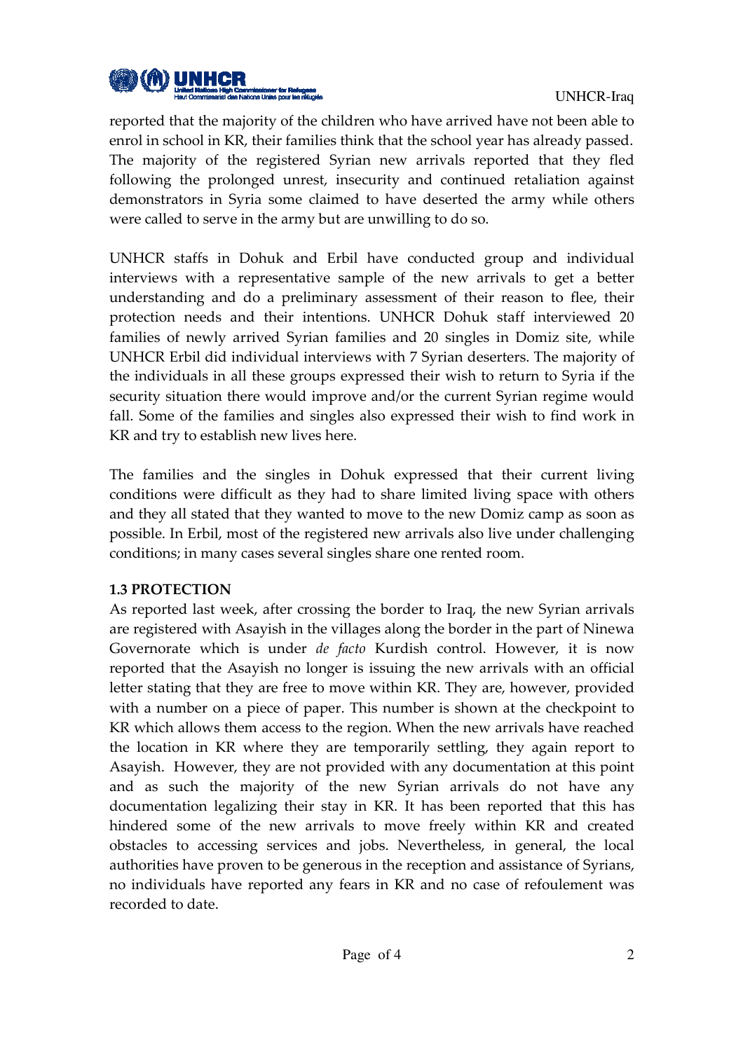reported that the majority of the children who have arrived have not been able to enrol in school in KR, their families think that the school year has already passed. The majority of the registered Syrian new arrivals reported that they fled following the prolonged unrest, insecurity and continued retaliation against demonstrators in Syria some claimed to have deserted the army while others were called to serve in the army but are unwilling to do so.

UNHCR staffs in Dohuk and Erbil have conducted group and individual interviews with a representative sample of the new arrivals to get a better understanding and do a preliminary assessment of their reason to flee, their protection needs and their intentions. UNHCR Dohuk staff interviewed 20 families of newly arrived Syrian families and 20 singles in Domiz site, while UNHCR Erbil did individual interviews with 7 Syrian deserters. The majority of the individuals in all these groups expressed their wish to return to Syria if the security situation there would improve and/or the current Syrian regime would fall. Some of the families and singles also expressed their wish to find work in KR and try to establish new lives here.

The families and the singles in Dohuk expressed that their current living conditions were difficult as they had to share limited living space with others and they all stated that they wanted to move to the new Domiz camp as soon as possible. In Erbil, most of the registered new arrivals also live under challenging conditions; in many cases several singles share one rented room.

### 1.3 PROTECTION

As reported last week, after crossing the border to Iraq, the new Syrian arrivals are registered with Asayish in the villages along the border in the part of Ninewa Governorate which is under *de facto* Kurdish control. However, it is now reported that the Asayish no longer is issuing the new arrivals with an official letter stating that they are free to move within KR. They are, however, provided with a number on a piece of paper. This number is shown at the checkpoint to KR which allows them access to the region. When the new arrivals have reached the location in KR where they are temporarily settling, they again report to Asayish. However, they are not provided with any documentation at this point and as such the majority of the new Syrian arrivals do not have any documentation legalizing their stay in KR. It has been reported that this has hindered some of the new arrivals to move freely within KR and created obstacles to accessing services and jobs. Nevertheless, in general, the local authorities have proven to be generous in the reception and assistance of Syrians, no individuals have reported any fears in KR and no case of refoulement was recorded to date.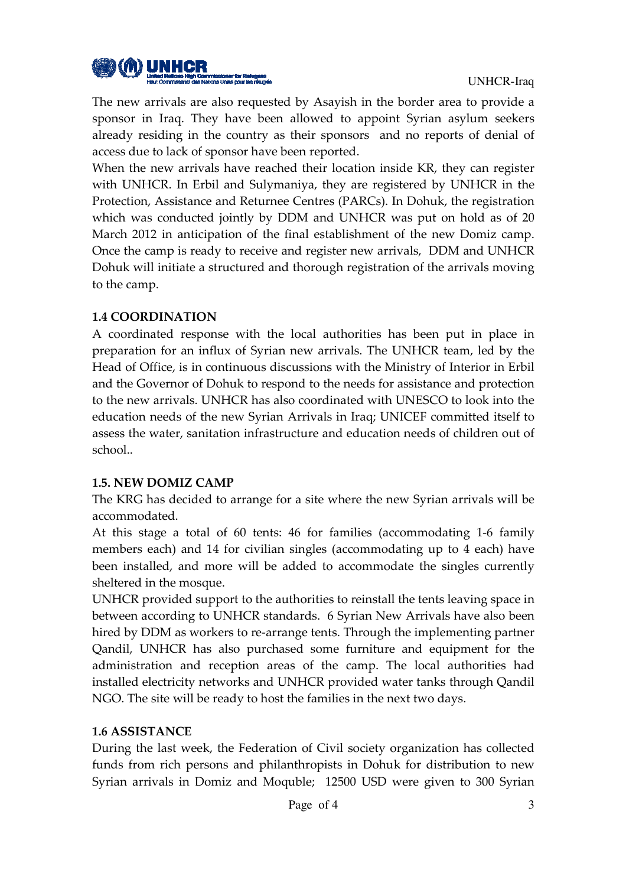The new arrivals are also requested by Asayish in the border area to provide a sponsor in Iraq. They have been allowed to appoint Syrian asylum seekers already residing in the country as their sponsors and no reports of denial of access due to lack of sponsor have been reported.

When the new arrivals have reached their location inside KR, they can register with UNHCR. In Erbil and Sulymaniya, they are registered by UNHCR in the Protection, Assistance and Returnee Centres (PARCs). In Dohuk, the registration which was conducted jointly by DDM and UNHCR was put on hold as of 20 March 2012 in anticipation of the final establishment of the new Domiz camp. Once the camp is ready to receive and register new arrivals, DDM and UNHCR Dohuk will initiate a structured and thorough registration of the arrivals moving to the camp.

**1.4 COORDINATION**

A coordinated response with the local authorities has been put in place in preparation for an influx of Syrian new arrivals. The UNHCR team, led by the Head of Office, is in continuous discussions with the Ministry of Interior in Erbil and the Governor of Dohuk to respond to the needs for assistance and protection to the new arrivals. UNHCR has also coordinated with UNESCO to look into the education needs of the new Syrian Arrivals in Iraq; UNICEF committed itself to assess the water, sanitation infrastructure and education needs of children out of school..

**1.5. NEW DOMIZ CAMP**

The KRG has decided to arrange for a site where the new Syrian arrivals will be accommodated.

At this stage a total of 60 tents: 46 for families (accommodating 1-6 family members each) and 14 for civilian singles (accommodating up to 4 each) have been installed, and more will be added to accommodate the singles currently sheltered in the mosque.

UNHCR provided support to the authorities to reinstall the tents leaving space in between according to UNHCR standards. 6 Syrian New Arrivals have also been hired by DDM as workers to re-arrange tents. Through the implementing partner Qandil, UNHCR has also purchased some furniture and equipment for the administration and reception areas of the camp. The local authorities had installed electricity networks and UNHCR provided water tanks through Qandil NGO. The site will be ready to host the families in the next two days.

**1.6 ASSISTANCE**

During the last week, the Federation of Civil society organization has collected funds from rich persons and philanthropists in Dohuk for distribution to new Syrian arrivals in Domiz and Moquble; 12500 USD were given to 300 Syrian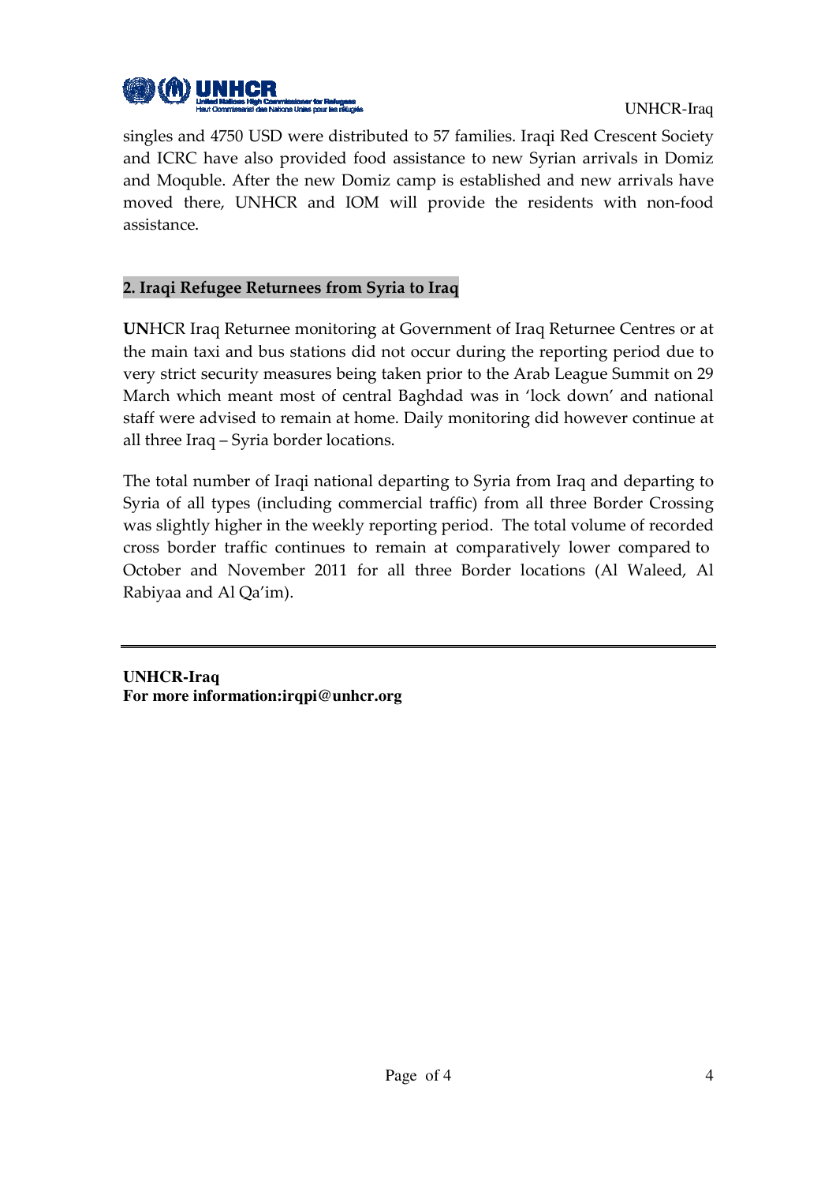singles and 4750 USD were distributed to 57 families. Iraqi Red Crescent Society and ICRC have also provided food assistance to new Syrian arrivals in Domiz and Moquble. After the new Domiz camp is established and new arrivals have moved there, UNHCR and IOM will provide the residents with non-food assistance.

## 2. Iraqi Refugee Returnees from Syria to Iraq

**UN**HCR Iraq Returnee monitoring at Government of Iraq Returnee Centres or at the main taxi and bus stations did not occur during the reporting period due to very strict security measures being taken prior to the Arab League Summit on 29 March which meant most of central Baghdad was in 'lock down' and national staff were advised to remain at home. Daily monitoring did however continue at all three Iraq – Syria border locations.

The total number of Iraqi national departing to Syria from Iraq and departing to Syria of all types (including commercial traffic) from all three Border Crossing was slightly higher in the weekly reporting period. The total volume of recorded cross border traffic continues to remain at comparatively lower compared to October and November 2011 for all three Border locations (Al Waleed, Al Rabiyaa and Al Qa'im).

---

**UNHCR-Iraq**
**For more information:irqpi@unhcr.org**